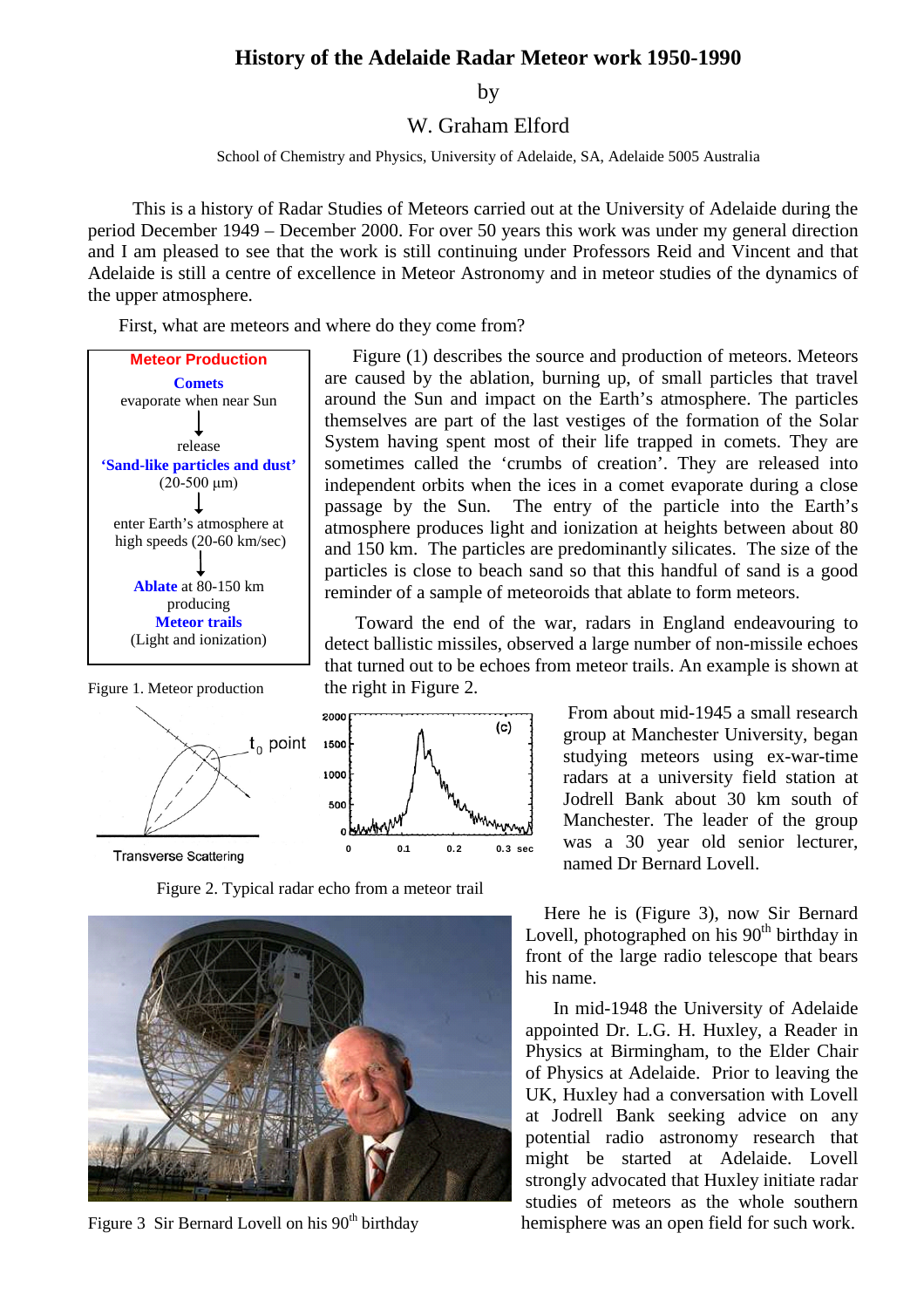# History of the Adelaide Radar Meteor work 1950-1990

by

W. Graham Elford

School of Chemistry and Physics, University of Adelaide, SA, Adelaide 5005 Australia

This is a history of Radar Studies of Meteors carried out at the University of Adelaide during the period December 1949 – December 2000. For over 50 years this work was under my general direction and I am pleased to see that the work is still continuing under Professors Reid and Vincent and that Adelaide is still a centre of excellence in Meteor Astronomy and in meteor studies of the dynamics of the upper atmosphere.

First, what are meteors and where do they come from?

**Meteor Production**

**Comets**
evaporate when near Sun
↓
release
**'Sand-like particles and dust'**
(20-500 μm)
↓
enter Earth's atmosphere at high speeds (20-60 km/sec)
↓
**Ablate** at 80-150 km
producing
**Meteor trails**
(Light and ionization)

Figure 1. Meteor production

Figure (1) describes the source and production of meteors. Meteors are caused by the ablation, burning up, of small particles that travel around the Sun and impact on the Earth's atmosphere. The particles themselves are part of the last vestiges of the formation of the Solar System having spent most of their life trapped in comets. They are sometimes called the 'crumbs of creation'. They are released into independent orbits when the ices in a comet evaporate during a close passage by the Sun. The entry of the particle into the Earth's atmosphere produces light and ionization at heights between about 80 and 150 km. The particles are predominantly silicates. The size of the particles is close to beach sand so that this handful of sand is a good reminder of a sample of meteoroids that ablate to form meteors.

Toward the end of the war, radars in England endeavouring to detect ballistic missiles, observed a large number of non-missile echoes that turned out to be echoes from meteor trails. An example is shown at the right in Figure 2.

Figure 2. Typical radar echo from a meteor trail

From about mid-1945 a small research group at Manchester University, began studying meteors using ex-war-time radars at a university field station at Jodrell Bank about 30 km south of Manchester. The leader of the group was a 30 year old senior lecturer, named Dr Bernard Lovell.

Here he is (Figure 3), now Sir Bernard Lovell, photographed on his 90th birthday in front of the large radio telescope that bears his name.

Figure 3 Sir Bernard Lovell on his 90th birthday

In mid-1948 the University of Adelaide appointed Dr. L.G. H. Huxley, a Reader in Physics at Birmingham, to the Elder Chair of Physics at Adelaide. Prior to leaving the UK, Huxley had a conversation with Lovell at Jodrell Bank seeking advice on any potential radio astronomy research that might be started at Adelaide. Lovell strongly advocated that Huxley initiate radar studies of meteors as the whole southern hemisphere was an open field for such work.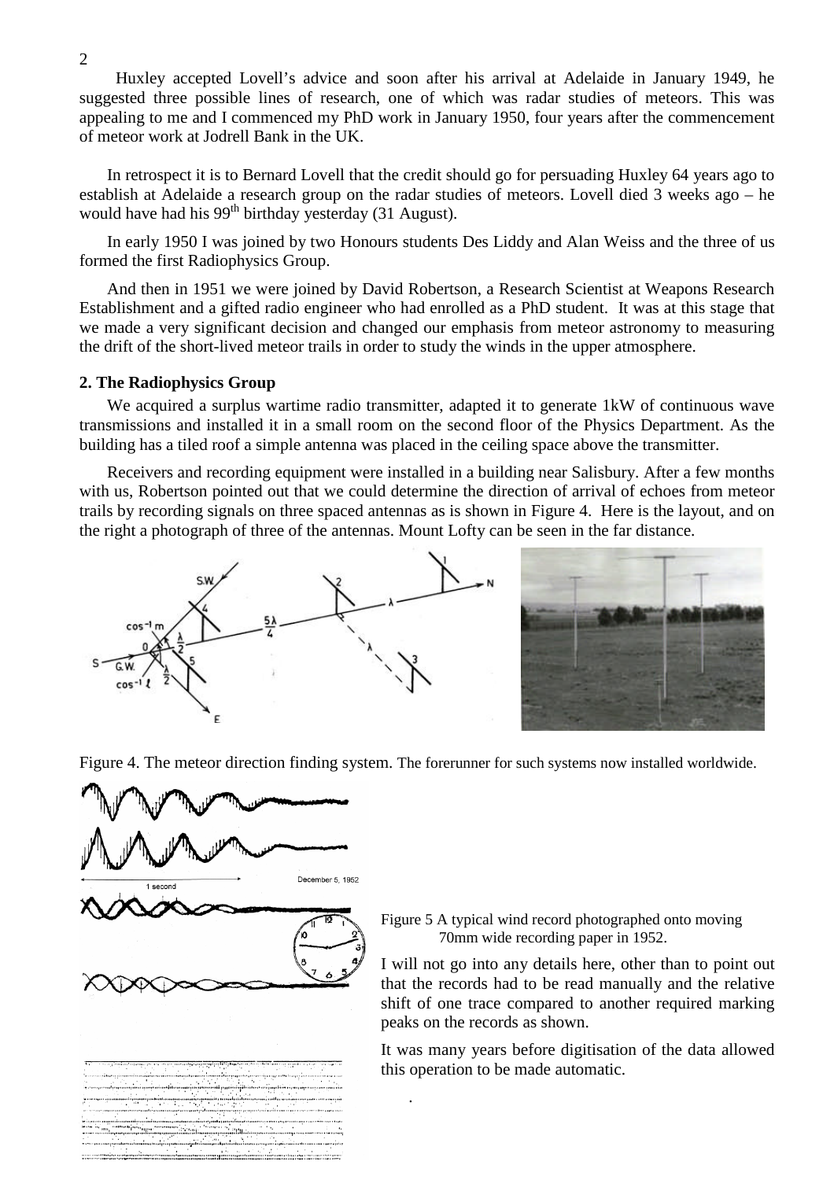Huxley accepted Lovell's advice and soon after his arrival at Adelaide in January 1949, he suggested three possible lines of research, one of which was radar studies of meteors. This was appealing to me and I commenced my PhD work in January 1950, four years after the commencement of meteor work at Jodrell Bank in the UK.

In retrospect it is to Bernard Lovell that the credit should go for persuading Huxley 64 years ago to establish at Adelaide a research group on the radar studies of meteors. Lovell died 3 weeks ago – he would have had his 99th birthday yesterday (31 August).

In early 1950 I was joined by two Honours students Des Liddy and Alan Weiss and the three of us formed the first Radiophysics Group.

And then in 1951 we were joined by David Robertson, a Research Scientist at Weapons Research Establishment and a gifted radio engineer who had enrolled as a PhD student. It was at this stage that we made a very significant decision and changed our emphasis from meteor astronomy to measuring the drift of the short-lived meteor trails in order to study the winds in the upper atmosphere.

## 2. The Radiophysics Group

We acquired a surplus wartime radio transmitter, adapted it to generate 1kW of continuous wave transmissions and installed it in a small room on the second floor of the Physics Department. As the building has a tiled roof a simple antenna was placed in the ceiling space above the transmitter.

Receivers and recording equipment were installed in a building near Salisbury. After a few months with us, Robertson pointed out that we could determine the direction of arrival of echoes from meteor trails by recording signals on three spaced antennas as is shown in Figure 4. Here is the layout, and on the right a photograph of three of the antennas. Mount Lofty can be seen in the far distance.

Figure 4. The meteor direction finding system. The forerunner for such systems now installed worldwide.

Figure 5 A typical wind record photographed onto moving 70mm wide recording paper in 1952.

I will not go into any details here, other than to point out that the records had to be read manually and the relative shift of one trace compared to another required marking peaks on the records as shown.

It was many years before digitisation of the data allowed this operation to be made automatic.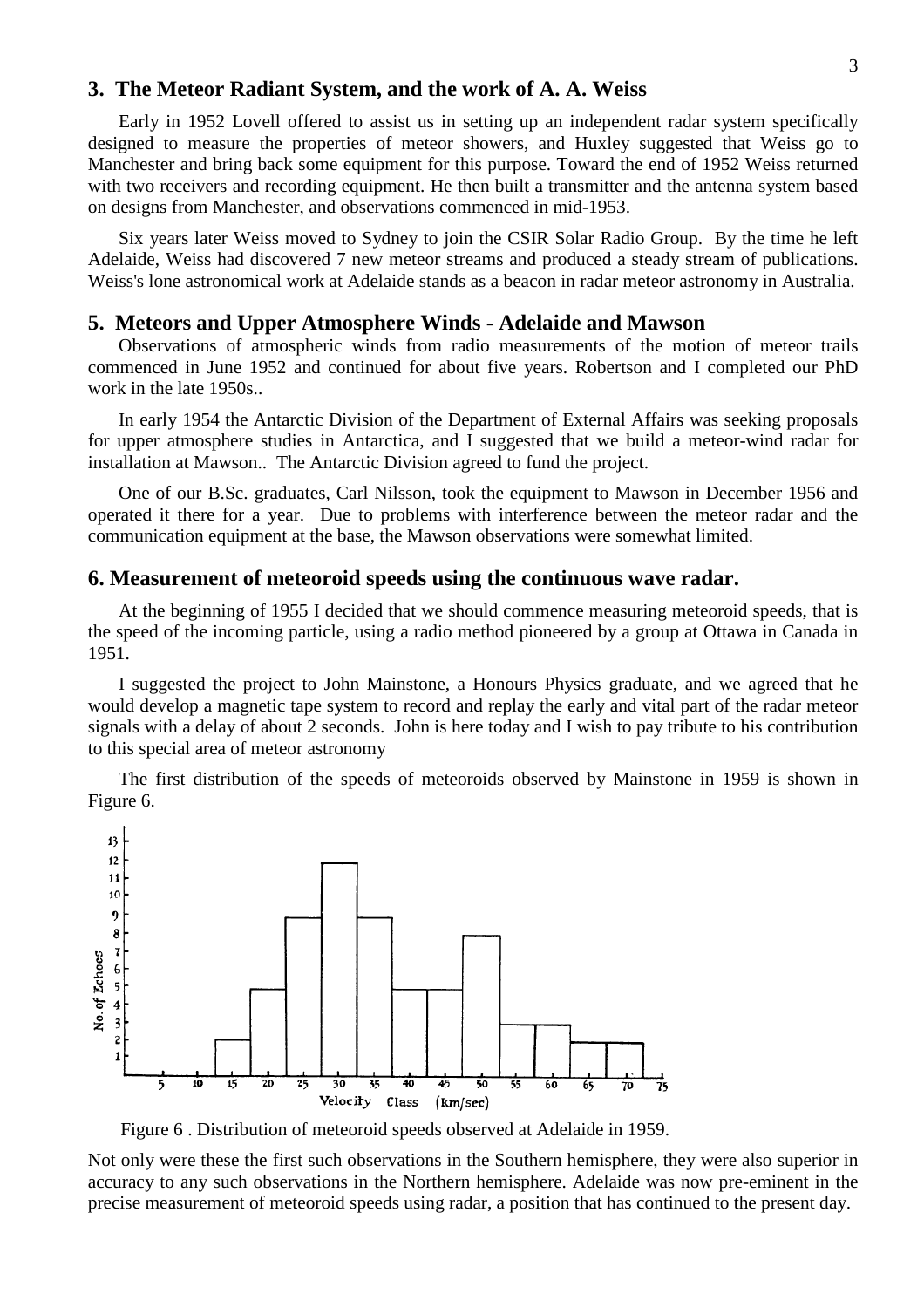## 3. The Meteor Radiant System, and the work of A. A. Weiss

Early in 1952 Lovell offered to assist us in setting up an independent radar system specifically designed to measure the properties of meteor showers, and Huxley suggested that Weiss go to Manchester and bring back some equipment for this purpose. Toward the end of 1952 Weiss returned with two receivers and recording equipment. He then built a transmitter and the antenna system based on designs from Manchester, and observations commenced in mid-1953.

Six years later Weiss moved to Sydney to join the CSIR Solar Radio Group. By the time he left Adelaide, Weiss had discovered 7 new meteor streams and produced a steady stream of publications. Weiss's lone astronomical work at Adelaide stands as a beacon in radar meteor astronomy in Australia.

## 5. Meteors and Upper Atmosphere Winds - Adelaide and Mawson

Observations of atmospheric winds from radio measurements of the motion of meteor trails commenced in June 1952 and continued for about five years. Robertson and I completed our PhD work in the late 1950s..

In early 1954 the Antarctic Division of the Department of External Affairs was seeking proposals for upper atmosphere studies in Antarctica, and I suggested that we build a meteor-wind radar for installation at Mawson.. The Antarctic Division agreed to fund the project.

One of our B.Sc. graduates, Carl Nilsson, took the equipment to Mawson in December 1956 and operated it there for a year. Due to problems with interference between the meteor radar and the communication equipment at the base, the Mawson observations were somewhat limited.

## 6. Measurement of meteoroid speeds using the continuous wave radar.

At the beginning of 1955 I decided that we should commence measuring meteoroid speeds, that is the speed of the incoming particle, using a radio method pioneered by a group at Ottawa in Canada in 1951.

I suggested the project to John Mainstone, a Honours Physics graduate, and we agreed that he would develop a magnetic tape system to record and replay the early and vital part of the radar meteor signals with a delay of about 2 seconds. John is here today and I wish to pay tribute to his contribution to this special area of meteor astronomy

The first distribution of the speeds of meteoroids observed by Mainstone in 1959 is shown in Figure 6.

Figure 6 . Distribution of meteoroid speeds observed at Adelaide in 1959.

Not only were these the first such observations in the Southern hemisphere, they were also superior in accuracy to any such observations in the Northern hemisphere. Adelaide was now pre-eminent in the precise measurement of meteoroid speeds using radar, a position that has continued to the present day.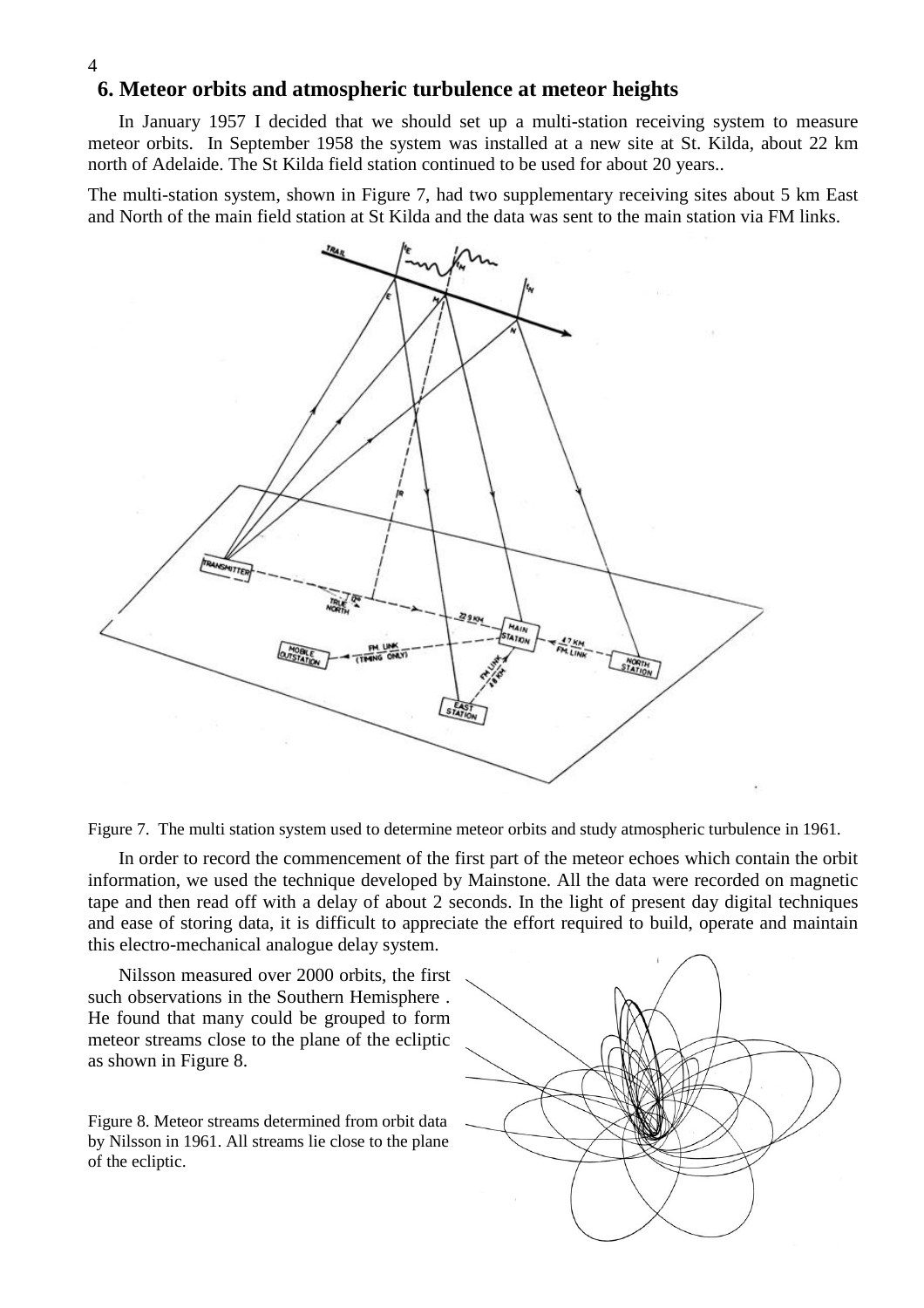## 6. Meteor orbits and atmospheric turbulence at meteor heights

In January 1957 I decided that we should set up a multi-station receiving system to measure meteor orbits. In September 1958 the system was installed at a new site at St. Kilda, about 22 km north of Adelaide. The St Kilda field station continued to be used for about 20 years..

The multi-station system, shown in Figure 7, had two supplementary receiving sites about 5 km East and North of the main field station at St Kilda and the data was sent to the main station via FM links.

Figure 7. The multi station system used to determine meteor orbits and study atmospheric turbulence in 1961.

In order to record the commencement of the first part of the meteor echoes which contain the orbit information, we used the technique developed by Mainstone. All the data were recorded on magnetic tape and then read off with a delay of about 2 seconds. In the light of present day digital techniques and ease of storing data, it is difficult to appreciate the effort required to build, operate and maintain this electro-mechanical analogue delay system.

Nilsson measured over 2000 orbits, the first such observations in the Southern Hemisphere . He found that many could be grouped to form meteor streams close to the plane of the ecliptic as shown in Figure 8.

Figure 8. Meteor streams determined from orbit data by Nilsson in 1961. All streams lie close to the plane of the ecliptic.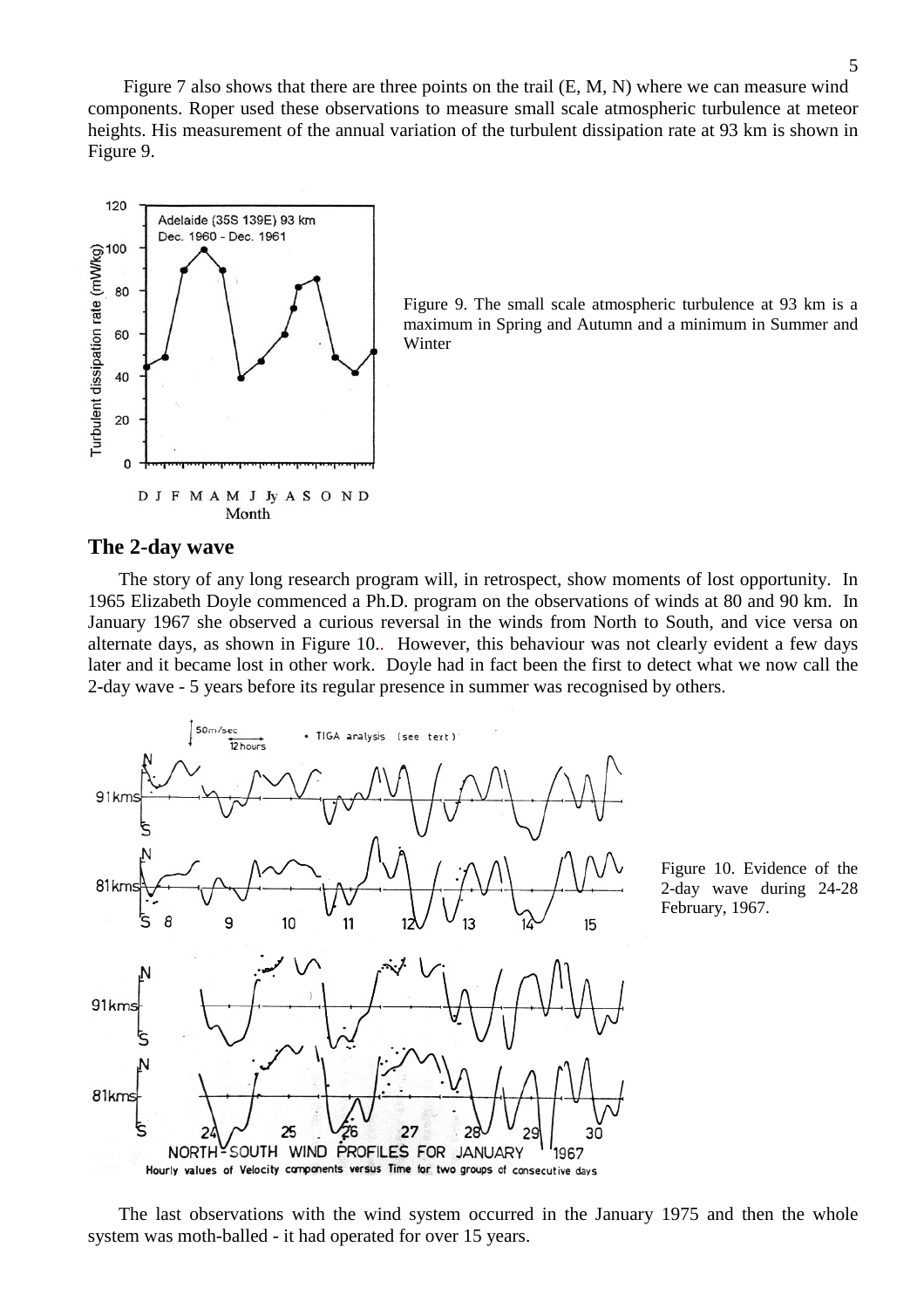Figure 7 also shows that there are three points on the trail (E, M, N) where we can measure wind components. Roper used these observations to measure small scale atmospheric turbulence at meteor heights. His measurement of the annual variation of the turbulent dissipation rate at 93 km is shown in Figure 9.

Figure 9. The small scale atmospheric turbulence at 93 km is a maximum in Spring and Autumn and a minimum in Summer and Winter

## The 2-day wave

The story of any long research program will, in retrospect, show moments of lost opportunity. In 1965 Elizabeth Doyle commenced a Ph.D. program on the observations of winds at 80 and 90 km. In January 1967 she observed a curious reversal in the winds from North to South, and vice versa on alternate days, as shown in Figure 10.. However, this behaviour was not clearly evident a few days later and it became lost in other work. Doyle had in fact been the first to detect what we now call the 2-day wave - 5 years before its regular presence in summer was recognised by others.

Figure 10. Evidence of the 2-day wave during 24-28 February, 1967.

The last observations with the wind system occurred in the January 1975 and then the whole system was moth-balled - it had operated for over 15 years.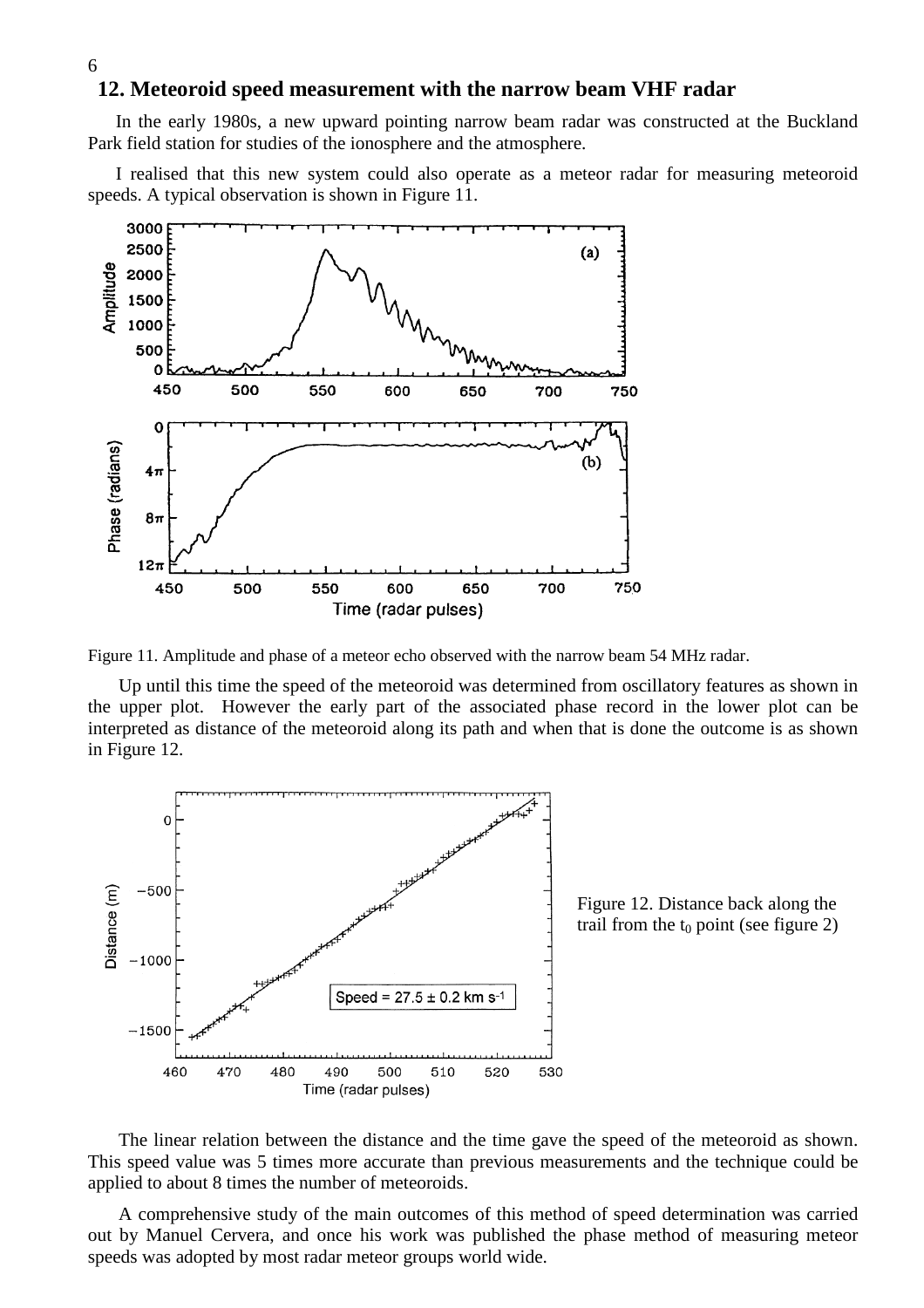## 12. Meteoroid speed measurement with the narrow beam VHF radar

In the early 1980s, a new upward pointing narrow beam radar was constructed at the Buckland Park field station for studies of the ionosphere and the atmosphere.

I realised that this new system could also operate as a meteor radar for measuring meteoroid speeds. A typical observation is shown in Figure 11.

Figure 11. Amplitude and phase of a meteor echo observed with the narrow beam 54 MHz radar.

Up until this time the speed of the meteoroid was determined from oscillatory features as shown in the upper plot. However the early part of the associated phase record in the lower plot can be interpreted as distance of the meteoroid along its path and when that is done the outcome is as shown in Figure 12.

Figure 12. Distance back along the trail from the $t_0$ point (see figure 2)

The linear relation between the distance and the time gave the speed of the meteoroid as shown. This speed value was 5 times more accurate than previous measurements and the technique could be applied to about 8 times the number of meteoroids.

A comprehensive study of the main outcomes of this method of speed determination was carried out by Manuel Cervera, and once his work was published the phase method of measuring meteor speeds was adopted by most radar meteor groups world wide.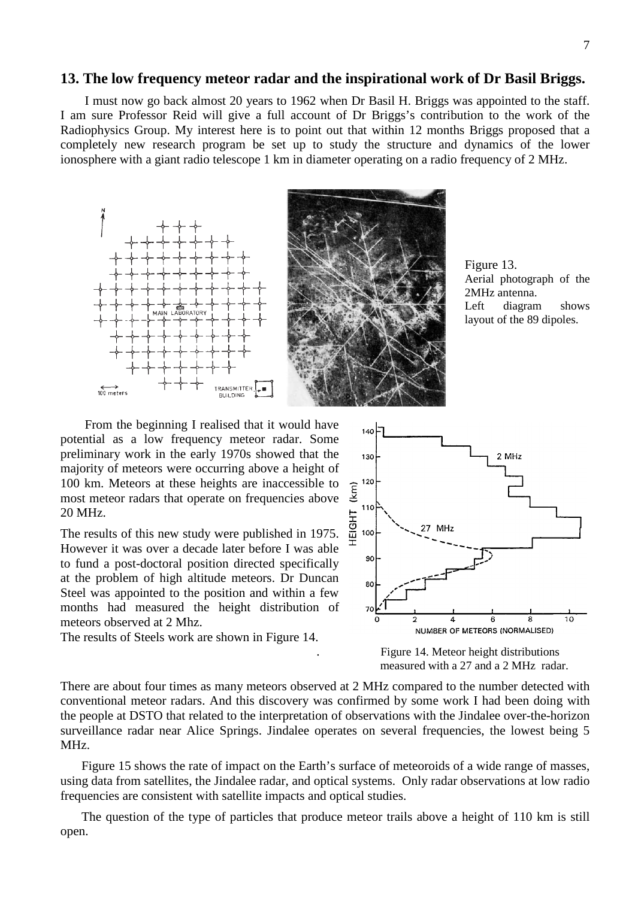## 13. The low frequency meteor radar and the inspirational work of Dr Basil Briggs.

I must now go back almost 20 years to 1962 when Dr Basil H. Briggs was appointed to the staff. I am sure Professor Reid will give a full account of Dr Briggs's contribution to the work of the Radiophysics Group. My interest here is to point out that within 12 months Briggs proposed that a completely new research program be set up to study the structure and dynamics of the lower ionosphere with a giant radio telescope 1 km in diameter operating on a radio frequency of 2 MHz.

Figure 13.
Aerial photograph of the 2MHz antenna.
Left diagram shows layout of the 89 dipoles.

From the beginning I realised that it would have potential as a low frequency meteor radar. Some preliminary work in the early 1970s showed that the majority of meteors were occurring above a height of 100 km. Meteors at these heights are inaccessible to most meteor radars that operate on frequencies above 20 MHz.

The results of this new study were published in 1975. However it was over a decade later before I was able to fund a post-doctoral position directed specifically at the problem of high altitude meteors. Dr Duncan Steel was appointed to the position and within a few months had measured the height distribution of meteors observed at 2 Mhz.

The results of Steels work are shown in Figure 14.

Figure 14. Meteor height distributions measured with a 27 and a 2 MHz radar.

There are about four times as many meteors observed at 2 MHz compared to the number detected with conventional meteor radars. And this discovery was confirmed by some work I had been doing with the people at DSTO that related to the interpretation of observations with the Jindalee over-the-horizon surveillance radar near Alice Springs. Jindalee operates on several frequencies, the lowest being 5 MHz.

Figure 15 shows the rate of impact on the Earth's surface of meteoroids of a wide range of masses, using data from satellites, the Jindalee radar, and optical systems. Only radar observations at low radio frequencies are consistent with satellite impacts and optical studies.

The question of the type of particles that produce meteor trails above a height of 110 km is still open.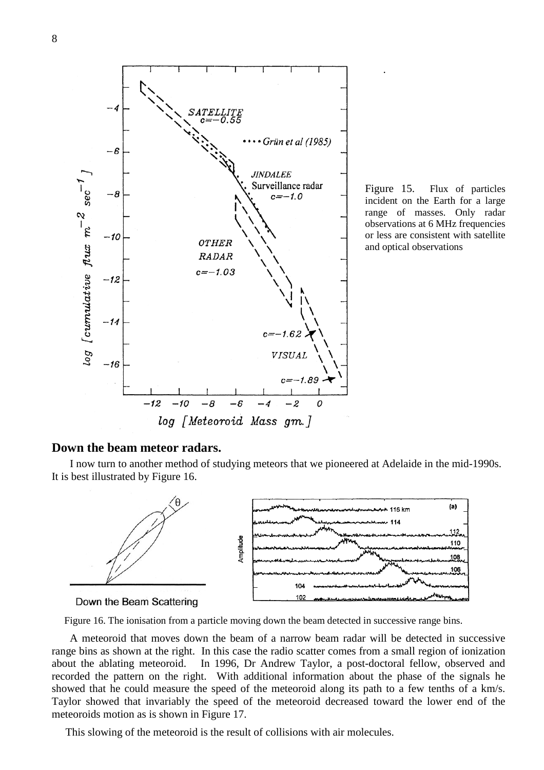Figure 15. Flux of particles incident on the Earth for a large range of masses. Only radar observations at 6 MHz frequencies or less are consistent with satellite and optical observations

## Down the beam meteor radars.

I now turn to another method of studying meteors that we pioneered at Adelaide in the mid-1990s. It is best illustrated by Figure 16.

Figure 16. The ionisation from a particle moving down the beam detected in successive range bins.

A meteoroid that moves down the beam of a narrow beam radar will be detected in successive range bins as shown at the right. In this case the radio scatter comes from a small region of ionization about the ablating meteoroid. In 1996, Dr Andrew Taylor, a post-doctoral fellow, observed and recorded the pattern on the right. With additional information about the phase of the signals he showed that he could measure the speed of the meteoroid along its path to a few tenths of a km/s. Taylor showed that invariably the speed of the meteoroid decreased toward the lower end of the meteoroids motion as is shown in Figure 17.

This slowing of the meteoroid is the result of collisions with air molecules.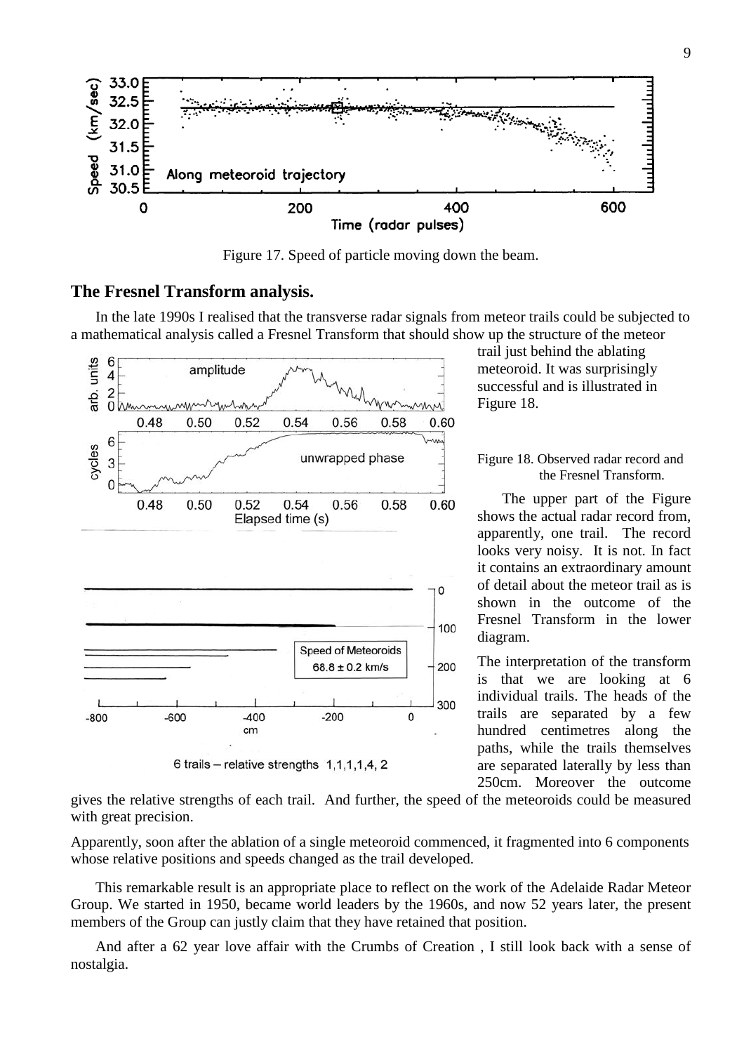Speed (km/sec)
33.0
32.5
32.0
31.5
31.0
30.5
Along meteoroid trajectory
0
200
400
600
Time (radar pulses)

Figure 17. Speed of particle moving down the beam.

## The Fresnel Transform analysis.

In the late 1990s I realised that the transverse radar signals from meteor trails could be subjected to a mathematical analysis called a Fresnel Transform that should show up the structure of the meteor trail just behind the ablating meteoroid. It was surprisingly successful and is illustrated in Figure 18.

arb. units
6
4
2
0
amplitude
0.48
0.50
0.52
0.54
0.56
0.58
0.60
cycles
6
3
0
unwrapped phase
0.48
0.50
0.52
0.54
0.56
0.58
0.60
Elapsed time (s)

0
100
200
300
Speed of Meteoroids
68.8 ± 0.2 km/s
-800
-600
-400
-200
0
cm

6 trails – relative strengths 1,1,1,1,4, 2

Figure 18. Observed radar record and the Fresnel Transform.

The upper part of the Figure shows the actual radar record from, apparently, one trail. The record looks very noisy. It is not. In fact it contains an extraordinary amount of detail about the meteor trail as is shown in the outcome of the Fresnel Transform in the lower diagram.

The interpretation of the transform is that we are looking at 6 individual trails. The heads of the trails are separated by a few hundred centimetres along the paths, while the trails themselves are separated laterally by less than 250cm. Moreover the outcome gives the relative strengths of each trail. And further, the speed of the meteoroids could be measured with great precision.

Apparently, soon after the ablation of a single meteoroid commenced, it fragmented into 6 components whose relative positions and speeds changed as the trail developed.

This remarkable result is an appropriate place to reflect on the work of the Adelaide Radar Meteor Group. We started in 1950, became world leaders by the 1960s, and now 52 years later, the present members of the Group can justly claim that they have retained that position.

And after a 62 year love affair with the Crumbs of Creation , I still look back with a sense of nostalgia.